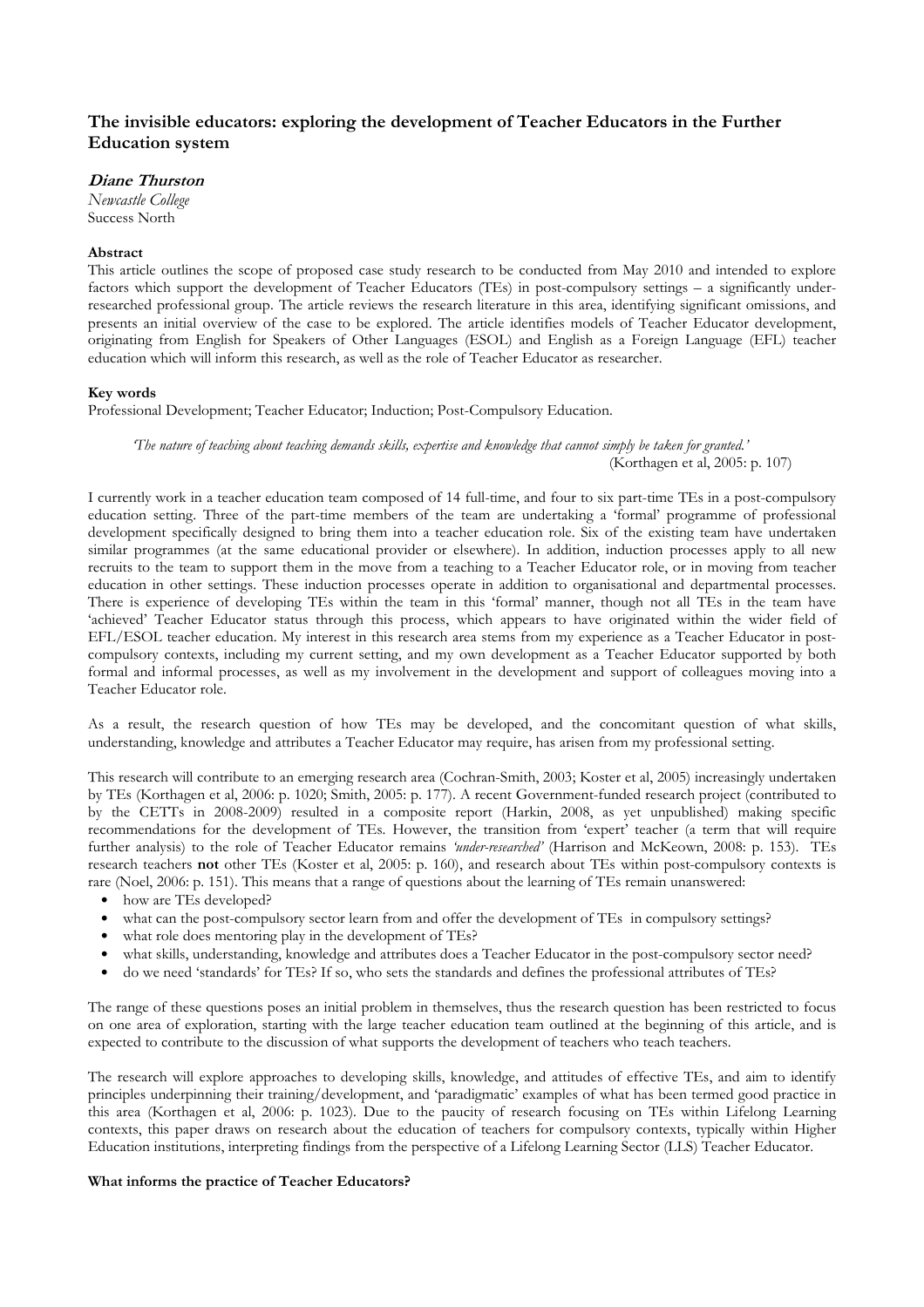# The invisible educators: exploring the development of Teacher Educators in the Further Education system

***Diane Thurston***

*Newcastle College*
Success North

**Abstract**

This article outlines the scope of proposed case study research to be conducted from May 2010 and intended to explore factors which support the development of Teacher Educators (TEs) in post-compulsory settings – a significantly under-researched professional group. The article reviews the research literature in this area, identifying significant omissions, and presents an initial overview of the case to be explored. The article identifies models of Teacher Educator development, originating from English for Speakers of Other Languages (ESOL) and English as a Foreign Language (EFL) teacher education which will inform this research, as well as the role of Teacher Educator as researcher.

**Key words**

Professional Development; Teacher Educator; Induction; Post-Compulsory Education.

> *'The nature of teaching about teaching demands skills, expertise and knowledge that cannot simply be taken for granted.'*
> (Korthagen et al, 2005: p. 107)

I currently work in a teacher education team composed of 14 full-time, and four to six part-time TEs in a post-compulsory education setting. Three of the part-time members of the team are undertaking a 'formal' programme of professional development specifically designed to bring them into a teacher education role. Six of the existing team have undertaken similar programmes (at the same educational provider or elsewhere). In addition, induction processes apply to all new recruits to the team to support them in the move from a teaching to a Teacher Educator role, or in moving from teacher education in other settings. These induction processes operate in addition to organisational and departmental processes. There is experience of developing TEs within the team in this 'formal' manner, though not all TEs in the team have 'achieved' Teacher Educator status through this process, which appears to have originated within the wider field of EFL/ESOL teacher education. My interest in this research area stems from my experience as a Teacher Educator in post-compulsory contexts, including my current setting, and my own development as a Teacher Educator supported by both formal and informal processes, as well as my involvement in the development and support of colleagues moving into a Teacher Educator role.

As a result, the research question of how TEs may be developed, and the concomitant question of what skills, understanding, knowledge and attributes a Teacher Educator may require, has arisen from my professional setting.

This research will contribute to an emerging research area (Cochran-Smith, 2003; Koster et al, 2005) increasingly undertaken by TEs (Korthagen et al, 2006: p. 1020; Smith, 2005: p. 177). A recent Government-funded research project (contributed to by the CETTs in 2008-2009) resulted in a composite report (Harkin, 2008, as yet unpublished) making specific recommendations for the development of TEs. However, the transition from 'expert' teacher (a term that will require further analysis) to the role of Teacher Educator remains *'under-researched'* (Harrison and McKeown, 2008: p. 153). TEs research teachers **not** other TEs (Koster et al, 2005: p. 160), and research about TEs within post-compulsory contexts is rare (Noel, 2006: p. 151). This means that a range of questions about the learning of TEs remain unanswered:

- how are TEs developed?
- what can the post-compulsory sector learn from and offer the development of TEs in compulsory settings?
- what role does mentoring play in the development of TEs?
- what skills, understanding, knowledge and attributes does a Teacher Educator in the post-compulsory sector need?
- do we need 'standards' for TEs? If so, who sets the standards and defines the professional attributes of TEs?

The range of these questions poses an initial problem in themselves, thus the research question has been restricted to focus on one area of exploration, starting with the large teacher education team outlined at the beginning of this article, and is expected to contribute to the discussion of what supports the development of teachers who teach teachers.

The research will explore approaches to developing skills, knowledge, and attitudes of effective TEs, and aim to identify principles underpinning their training/development, and 'paradigmatic' examples of what has been termed good practice in this area (Korthagen et al, 2006: p. 1023). Due to the paucity of research focusing on TEs within Lifelong Learning contexts, this paper draws on research about the education of teachers for compulsory contexts, typically within Higher Education institutions, interpreting findings from the perspective of a Lifelong Learning Sector (LLS) Teacher Educator.

**What informs the practice of Teacher Educators?**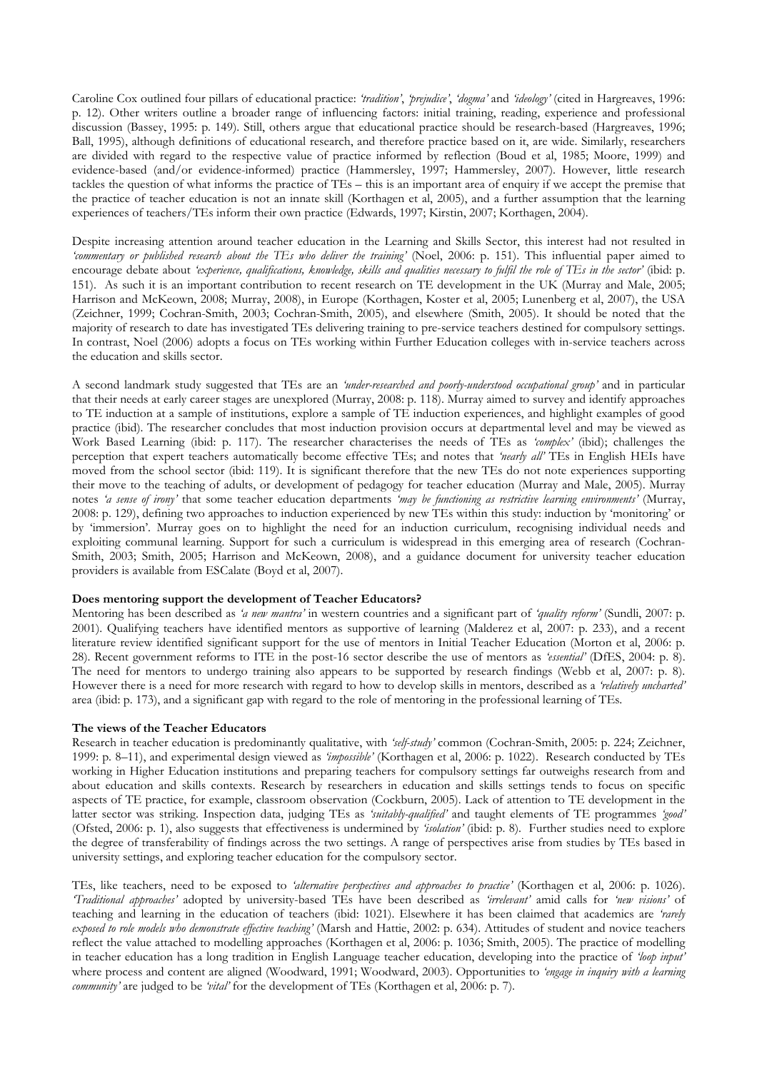Caroline Cox outlined four pillars of educational practice: *'tradition'*, *'prejudice'*, *'dogma'* and *'ideology'* (cited in Hargreaves, 1996: p. 12). Other writers outline a broader range of influencing factors: initial training, reading, experience and professional discussion (Bassey, 1995: p. 149). Still, others argue that educational practice should be research-based (Hargreaves, 1996; Ball, 1995), although definitions of educational research, and therefore practice based on it, are wide. Similarly, researchers are divided with regard to the respective value of practice informed by reflection (Boud et al, 1985; Moore, 1999) and evidence-based (and/or evidence-informed) practice (Hammersley, 1997; Hammersley, 2007). However, little research tackles the question of what informs the practice of TEs – this is an important area of enquiry if we accept the premise that the practice of teacher education is not an innate skill (Korthagen et al, 2005), and a further assumption that the learning experiences of teachers/TEs inform their own practice (Edwards, 1997; Kirstin, 2007; Korthagen, 2004).

Despite increasing attention around teacher education in the Learning and Skills Sector, this interest had not resulted in *'commentary or published research about the TEs who deliver the training'* (Noel, 2006: p. 151). This influential paper aimed to encourage debate about *'experience, qualifications, knowledge, skills and qualities necessary to fulfil the role of TEs in the sector'* (ibid: p. 151). As such it is an important contribution to recent research on TE development in the UK (Murray and Male, 2005; Harrison and McKeown, 2008; Murray, 2008), in Europe (Korthagen, Koster et al, 2005; Lunenberg et al, 2007), the USA (Zeichner, 1999; Cochran-Smith, 2003; Cochran-Smith, 2005), and elsewhere (Smith, 2005). It should be noted that the majority of research to date has investigated TEs delivering training to pre-service teachers destined for compulsory settings. In contrast, Noel (2006) adopts a focus on TEs working within Further Education colleges with in-service teachers across the education and skills sector.

A second landmark study suggested that TEs are an *'under-researched and poorly-understood occupational group'* and in particular that their needs at early career stages are unexplored (Murray, 2008: p. 118). Murray aimed to survey and identify approaches to TE induction at a sample of institutions, explore a sample of TE induction experiences, and highlight examples of good practice (ibid). The researcher concludes that most induction provision occurs at departmental level and may be viewed as Work Based Learning (ibid: p. 117). The researcher characterises the needs of TEs as *'complex'* (ibid); challenges the perception that expert teachers automatically become effective TEs; and notes that *'nearly all'* TEs in English HEIs have moved from the school sector (ibid: 119). It is significant therefore that the new TEs do not note experiences supporting their move to the teaching of adults, or development of pedagogy for teacher education (Murray and Male, 2005). Murray notes *'a sense of irony'* that some teacher education departments *'may be functioning as restrictive learning environments'* (Murray, 2008: p. 129), defining two approaches to induction experienced by new TEs within this study: induction by 'monitoring' or by 'immersion'. Murray goes on to highlight the need for an induction curriculum, recognising individual needs and exploiting communal learning. Support for such a curriculum is widespread in this emerging area of research (Cochran-Smith, 2003; Smith, 2005; Harrison and McKeown, 2008), and a guidance document for university teacher education providers is available from ESCalate (Boyd et al, 2007).

**Does mentoring support the development of Teacher Educators?**

Mentoring has been described as *'a new mantra'* in western countries and a significant part of *'quality reform'* (Sundli, 2007: p. 2001). Qualifying teachers have identified mentors as supportive of learning (Malderez et al, 2007: p. 233), and a recent literature review identified significant support for the use of mentors in Initial Teacher Education (Morton et al, 2006: p. 28). Recent government reforms to ITE in the post-16 sector describe the use of mentors as *'essential'* (DfES, 2004: p. 8). The need for mentors to undergo training also appears to be supported by research findings (Webb et al, 2007: p. 8). However there is a need for more research with regard to how to develop skills in mentors, described as a *'relatively uncharted'* area (ibid: p. 173), and a significant gap with regard to the role of mentoring in the professional learning of TEs.

**The views of the Teacher Educators**

Research in teacher education is predominantly qualitative, with *'self-study'* common (Cochran-Smith, 2005: p. 224; Zeichner, 1999: p. 8–11), and experimental design viewed as *'impossible'* (Korthagen et al, 2006: p. 1022). Research conducted by TEs working in Higher Education institutions and preparing teachers for compulsory settings far outweighs research from and about education and skills contexts. Research by researchers in education and skills settings tends to focus on specific aspects of TE practice, for example, classroom observation (Cockburn, 2005). Lack of attention to TE development in the latter sector was striking. Inspection data, judging TEs as *'suitably-qualified'* and taught elements of TE programmes *'good'* (Ofsted, 2006: p. 1), also suggests that effectiveness is undermined by *'isolation'* (ibid: p. 8). Further studies need to explore the degree of transferability of findings across the two settings. A range of perspectives arise from studies by TEs based in university settings, and exploring teacher education for the compulsory sector.

TEs, like teachers, need to be exposed to *'alternative perspectives and approaches to practice'* (Korthagen et al, 2006: p. 1026). *'Traditional approaches'* adopted by university-based TEs have been described as *'irrelevant'* amid calls for *'new visions'* of teaching and learning in the education of teachers (ibid: 1021). Elsewhere it has been claimed that academics are *'rarely exposed to role models who demonstrate effective teaching'* (Marsh and Hattie, 2002: p. 634). Attitudes of student and novice teachers reflect the value attached to modelling approaches (Korthagen et al, 2006: p. 1036; Smith, 2005). The practice of modelling in teacher education has a long tradition in English Language teacher education, developing into the practice of *'loop input'* where process and content are aligned (Woodward, 1991; Woodward, 2003). Opportunities to *'engage in inquiry with a learning community'* are judged to be *'vital'* for the development of TEs (Korthagen et al, 2006: p. 7).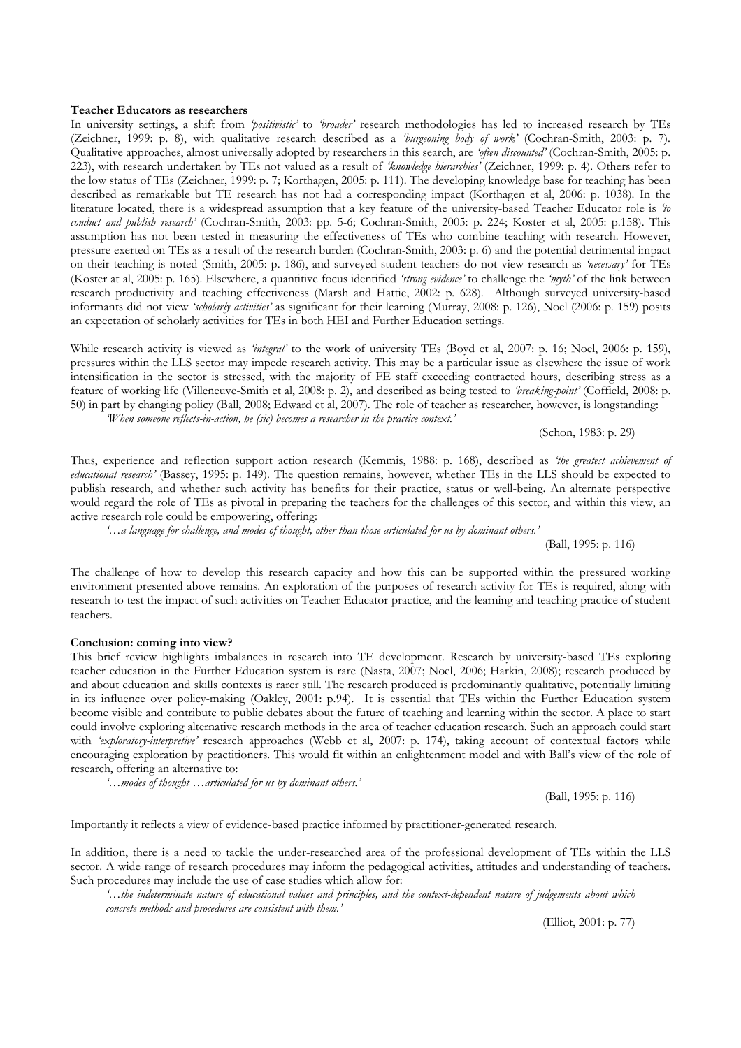**Teacher Educators as researchers**

In university settings, a shift from *'positivistic'* to *'broader'* research methodologies has led to increased research by TEs (Zeichner, 1999: p. 8), with qualitative research described as a *'burgeoning body of work'* (Cochran-Smith, 2003: p. 7). Qualitative approaches, almost universally adopted by researchers in this search, are *'often discounted'* (Cochran-Smith, 2005: p. 223), with research undertaken by TEs not valued as a result of *'knowledge hierarchies'* (Zeichner, 1999: p. 4). Others refer to the low status of TEs (Zeichner, 1999: p. 7; Korthagen, 2005: p. 111). The developing knowledge base for teaching has been described as remarkable but TE research has not had a corresponding impact (Korthagen et al, 2006: p. 1038). In the literature located, there is a widespread assumption that a key feature of the university-based Teacher Educator role is *'to conduct and publish research'* (Cochran-Smith, 2003: pp. 5-6; Cochran-Smith, 2005: p. 224; Koster et al, 2005: p.158). This assumption has not been tested in measuring the effectiveness of TEs who combine teaching with research. However, pressure exerted on TEs as a result of the research burden (Cochran-Smith, 2003: p. 6) and the potential detrimental impact on their teaching is noted (Smith, 2005: p. 186), and surveyed student teachers do not view research as *'necessary'* for TEs (Koster at al, 2005: p. 165). Elsewhere, a quantitive focus identified *'strong evidence'* to challenge the *'myth'* of the link between research productivity and teaching effectiveness (Marsh and Hattie, 2002: p. 628). Although surveyed university-based informants did not view *'scholarly activities'* as significant for their learning (Murray, 2008: p. 126), Noel (2006: p. 159) posits an expectation of scholarly activities for TEs in both HEI and Further Education settings.

While research activity is viewed as *'integral'* to the work of university TEs (Boyd et al, 2007: p. 16; Noel, 2006: p. 159), pressures within the LLS sector may impede research activity. This may be a particular issue as elsewhere the issue of work intensification in the sector is stressed, with the majority of FE staff exceeding contracted hours, describing stress as a feature of working life (Villeneuve-Smith et al, 2008: p. 2), and described as being tested to *'breaking-point'* (Coffield, 2008: p. 50) in part by changing policy (Ball, 2008; Edward et al, 2007). The role of teacher as researcher, however, is longstanding:

> *'When someone reflects-in-action, he (sic) becomes a researcher in the practice context.'*
>
> (Schon, 1983: p. 29)

Thus, experience and reflection support action research (Kemmis, 1988: p. 168), described as *'the greatest achievement of educational research'* (Bassey, 1995: p. 149). The question remains, however, whether TEs in the LLS should be expected to publish research, and whether such activity has benefits for their practice, status or well-being. An alternate perspective would regard the role of TEs as pivotal in preparing the teachers for the challenges of this sector, and within this view, an active research role could be empowering, offering:

> *'…a language for challenge, and modes of thought, other than those articulated for us by dominant others.'*
>
> (Ball, 1995: p. 116)

The challenge of how to develop this research capacity and how this can be supported within the pressured working environment presented above remains. An exploration of the purposes of research activity for TEs is required, along with research to test the impact of such activities on Teacher Educator practice, and the learning and teaching practice of student teachers.

**Conclusion: coming into view?**

This brief review highlights imbalances in research into TE development. Research by university-based TEs exploring teacher education in the Further Education system is rare (Nasta, 2007; Noel, 2006; Harkin, 2008); research produced by and about education and skills contexts is rarer still. The research produced is predominantly qualitative, potentially limiting in its influence over policy-making (Oakley, 2001: p.94). It is essential that TEs within the Further Education system become visible and contribute to public debates about the future of teaching and learning within the sector. A place to start could involve exploring alternative research methods in the area of teacher education research. Such an approach could start with *'exploratory-interpretive'* research approaches (Webb et al, 2007: p. 174), taking account of contextual factors while encouraging exploration by practitioners. This would fit within an enlightenment model and with Ball's view of the role of research, offering an alternative to:

> *'…modes of thought …articulated for us by dominant others.'*
>
> (Ball, 1995: p. 116)

Importantly it reflects a view of evidence-based practice informed by practitioner-generated research.

In addition, there is a need to tackle the under-researched area of the professional development of TEs within the LLS sector. A wide range of research procedures may inform the pedagogical activities, attitudes and understanding of teachers. Such procedures may include the use of case studies which allow for:

> *'…the indeterminate nature of educational values and principles, and the context-dependent nature of judgements about which concrete methods and procedures are consistent with them.'*
>
> (Elliot, 2001: p. 77)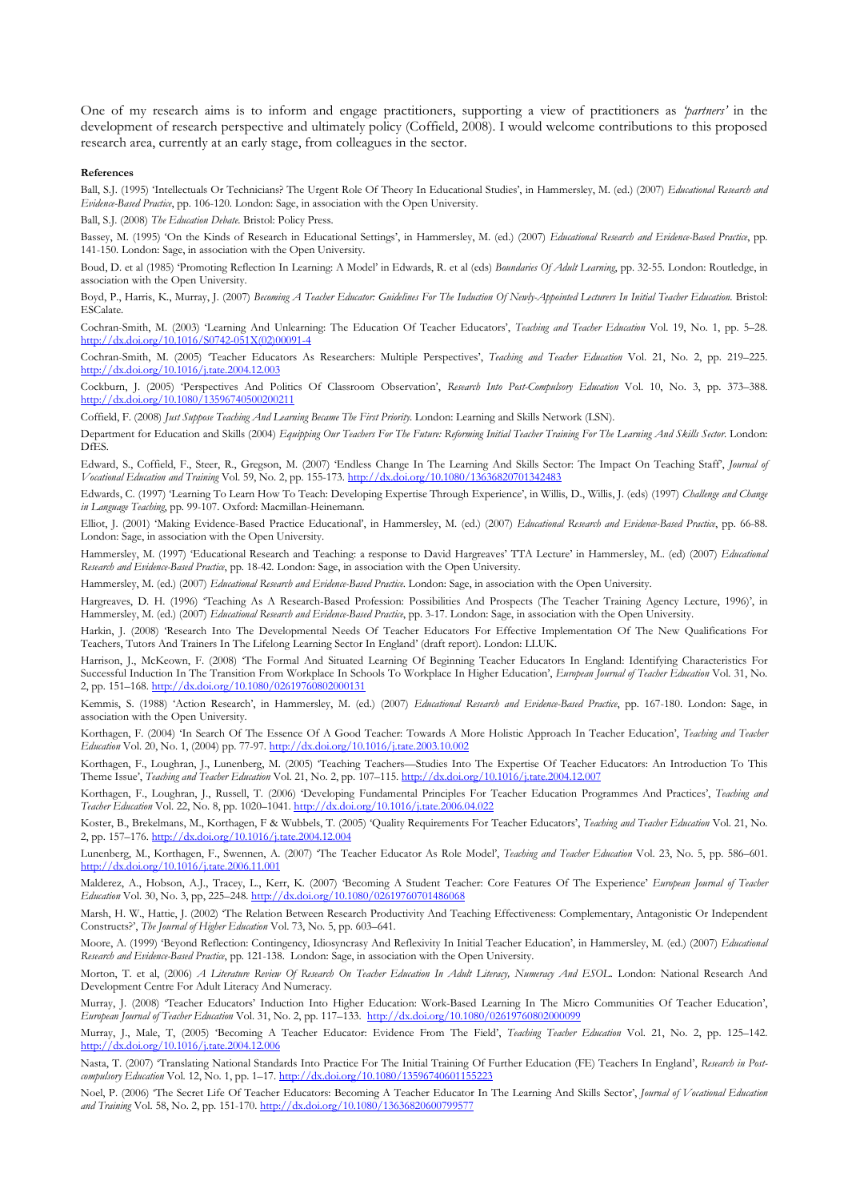One of my research aims is to inform and engage practitioners, supporting a view of practitioners as *'partners'* in the development of research perspective and ultimately policy (Coffield, 2008). I would welcome contributions to this proposed research area, currently at an early stage, from colleagues in the sector.

**References**

Ball, S.J. (1995) 'Intellectuals Or Technicians? The Urgent Role Of Theory In Educational Studies', in Hammersley, M. (ed.) (2007) *Educational Research and Evidence-Based Practice*, pp. 106-120. London: Sage, in association with the Open University.

Ball, S.J. (2008) *The Education Debate*. Bristol: Policy Press.

Bassey, M. (1995) 'On the Kinds of Research in Educational Settings', in Hammersley, M. (ed.) (2007) *Educational Research and Evidence-Based Practice*, pp. 141-150. London: Sage, in association with the Open University.

Boud, D. et al (1985) 'Promoting Reflection In Learning: A Model' in Edwards, R. et al (eds) *Boundaries Of Adult Learning*, pp. 32-55. London: Routledge, in association with the Open University.

Boyd, P., Harris, K., Murray, J. (2007) *Becoming A Teacher Educator: Guidelines For The Induction Of Newly-Appointed Lecturers In Initial Teacher Education*. Bristol: ESCalate.

Cochran-Smith, M. (2003) 'Learning And Unlearning: The Education Of Teacher Educators', *Teaching and Teacher Education* Vol. 19, No. 1, pp. 5–28. http://dx.doi.org/10.1016/S0742-051X(02)00091-4

Cochran-Smith, M. (2005) 'Teacher Educators As Researchers: Multiple Perspectives', *Teaching and Teacher Education* Vol. 21, No. 2, pp. 219–225. http://dx.doi.org/10.1016/j.tate.2004.12.003

Cockburn, J. (2005) 'Perspectives And Politics Of Classroom Observation', *Research Into Post-Compulsory Education* Vol. 10, No. 3, pp. 373–388. http://dx.doi.org/10.1080/13596740500200211

Coffield, F. (2008) *Just Suppose Teaching And Learning Became The First Priority*. London: Learning and Skills Network (LSN).

Department for Education and Skills (2004) *Equipping Our Teachers For The Future: Reforming Initial Teacher Training For The Learning And Skills Sector*. London: DfES.

Edward, S., Coffield, F., Steer, R., Gregson, M. (2007) 'Endless Change In The Learning And Skills Sector: The Impact On Teaching Staff', *Journal of Vocational Education and Training* Vol. 59, No. 2, pp. 155-173. http://dx.doi.org/10.1080/13636820701342483

Edwards, C. (1997) 'Learning To Learn How To Teach: Developing Expertise Through Experience', in Willis, D., Willis, J. (eds) (1997) *Challenge and Change in Language Teaching*, pp. 99-107. Oxford: Macmillan-Heinemann.

Elliot, J. (2001) 'Making Evidence-Based Practice Educational', in Hammersley, M. (ed.) (2007) *Educational Research and Evidence-Based Practice*, pp. 66-88. London: Sage, in association with the Open University.

Hammersley, M. (1997) 'Educational Research and Teaching: a response to David Hargreaves' TTA Lecture' in Hammersley, M.. (ed) (2007) *Educational Research and Evidence-Based Practice*, pp. 18-42. London: Sage, in association with the Open University.

Hammersley, M. (ed.) (2007) *Educational Research and Evidence-Based Practice*. London: Sage, in association with the Open University.

Hargreaves, D. H. (1996) 'Teaching As A Research-Based Profession: Possibilities And Prospects (The Teacher Training Agency Lecture, 1996)', in Hammersley, M. (ed.) (2007) *Educational Research and Evidence-Based Practice*, pp. 3-17. London: Sage, in association with the Open University.

Harkin, J. (2008) 'Research Into The Developmental Needs Of Teacher Educators For Effective Implementation Of The New Qualifications For Teachers, Tutors And Trainers In The Lifelong Learning Sector In England' (draft report). London: LLUK.

Harrison, J., McKeown, F. (2008) 'The Formal And Situated Learning Of Beginning Teacher Educators In England: Identifying Characteristics For Successful Induction In The Transition From Workplace In Schools To Workplace In Higher Education', *European Journal of Teacher Education* Vol. 31, No. 2, pp. 151–168. http://dx.doi.org/10.1080/02619760802000131

Kemmis, S. (1988) 'Action Research', in Hammersley, M. (ed.) (2007) *Educational Research and Evidence-Based Practice*, pp. 167-180. London: Sage, in association with the Open University.

Korthagen, F. (2004) 'In Search Of The Essence Of A Good Teacher: Towards A More Holistic Approach In Teacher Education', *Teaching and Teacher Education* Vol. 20, No. 1, (2004) pp. 77-97. http://dx.doi.org/10.1016/j.tate.2003.10.002

Korthagen, F., Loughran, J., Lunenberg, M. (2005) 'Teaching Teachers—Studies Into The Expertise Of Teacher Educators: An Introduction To This Theme Issue', *Teaching and Teacher Education* Vol. 21, No. 2, pp. 107–115. http://dx.doi.org/10.1016/j.tate.2004.12.007

Korthagen, F., Loughran, J., Russell, T. (2006) 'Developing Fundamental Principles For Teacher Education Programmes And Practices', *Teaching and Teacher Education* Vol. 22, No. 8, pp. 1020–1041. http://dx.doi.org/10.1016/j.tate.2006.04.022

Koster, B., Brekelmans, M., Korthagen, F & Wubbels, T. (2005) 'Quality Requirements For Teacher Educators', *Teaching and Teacher Education* Vol. 21, No. 2, pp. 157–176. http://dx.doi.org/10.1016/j.tate.2004.12.004

Lunenberg, M., Korthagen, F., Swennen, A. (2007) 'The Teacher Educator As Role Model', *Teaching and Teacher Education* Vol. 23, No. 5, pp. 586–601. http://dx.doi.org/10.1016/j.tate.2006.11.001

Malderez, A., Hobson, A.J., Tracey, L., Kerr, K. (2007) 'Becoming A Student Teacher: Core Features Of The Experience' *European Journal of Teacher Education* Vol. 30, No. 3, pp, 225–248. http://dx.doi.org/10.1080/02619760701486068

Marsh, H. W., Hattie, J. (2002) 'The Relation Between Research Productivity And Teaching Effectiveness: Complementary, Antagonistic Or Independent Constructs?', *The Journal of Higher Education* Vol. 73, No. 5, pp. 603–641.

Moore, A. (1999) 'Beyond Reflection: Contingency, Idiosyncrasy And Reflexivity In Initial Teacher Education', in Hammersley, M. (ed.) (2007) *Educational Research and Evidence-Based Practice*, pp. 121-138. London: Sage, in association with the Open University.

Morton, T. et al, (2006) *A Literature Review Of Research On Teacher Education In Adult Literacy, Numeracy And ESOL*. London: National Research And Development Centre For Adult Literacy And Numeracy.

Murray, J. (2008) 'Teacher Educators' Induction Into Higher Education: Work-Based Learning In The Micro Communities Of Teacher Education', *European Journal of Teacher Education* Vol. 31, No. 2, pp. 117–133. http://dx.doi.org/10.1080/02619760802000099

Murray, J., Male, T, (2005) 'Becoming A Teacher Educator: Evidence From The Field', *Teaching Teacher Education* Vol. 21, No. 2, pp. 125–142. http://dx.doi.org/10.1016/j.tate.2004.12.006

Nasta, T. (2007) 'Translating National Standards Into Practice For The Initial Training Of Further Education (FE) Teachers In England', *Research in Post-compulsory Education* Vol. 12, No. 1, pp. 1–17. http://dx.doi.org/10.1080/13596740601155223

Noel, P. (2006) 'The Secret Life Of Teacher Educators: Becoming A Teacher Educator In The Learning And Skills Sector', *Journal of Vocational Education and Training* Vol. 58, No. 2, pp. 151-170. http://dx.doi.org/10.1080/13636820600799577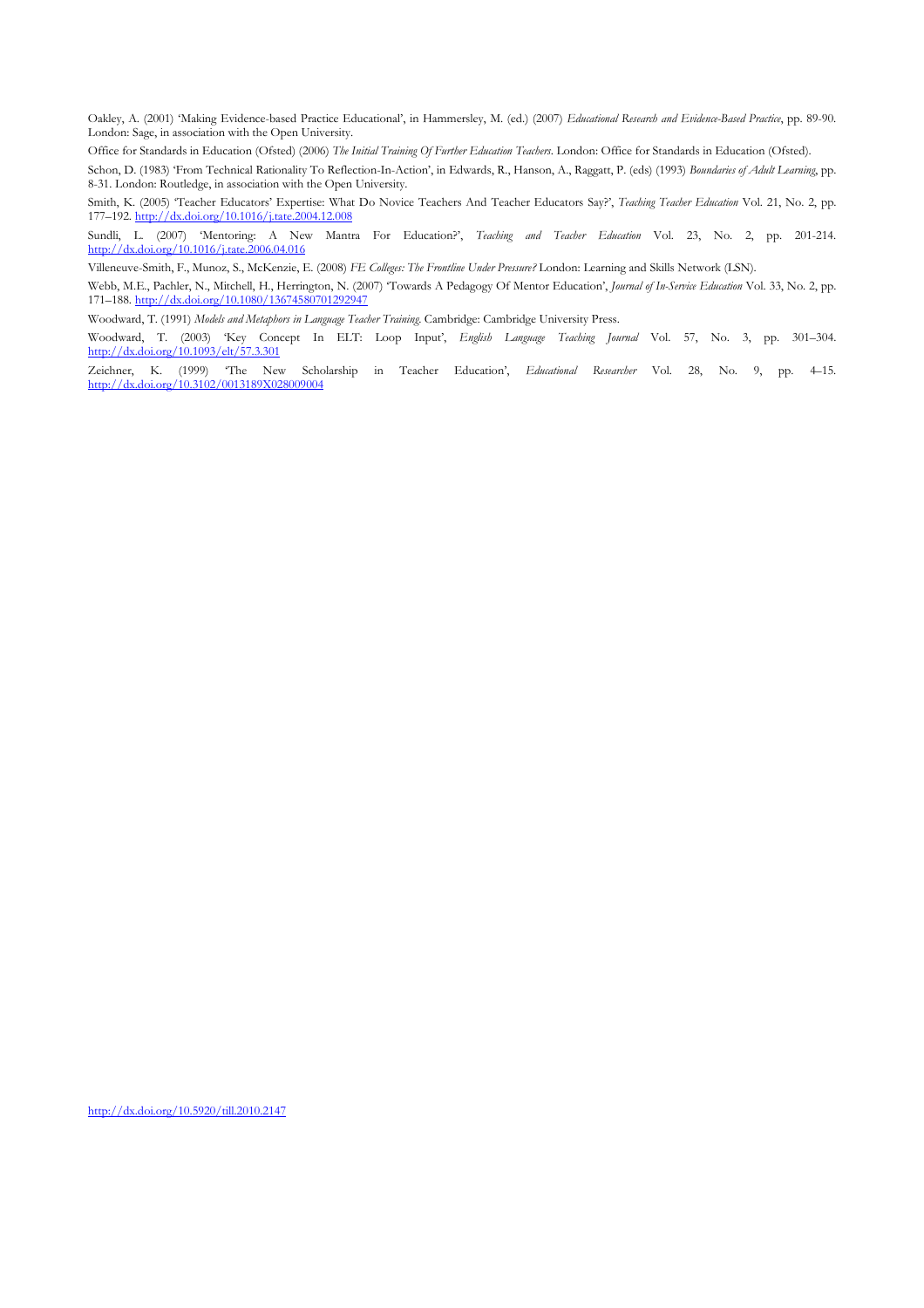Oakley, A. (2001) 'Making Evidence-based Practice Educational', in Hammersley, M. (ed.) (2007) *Educational Research and Evidence-Based Practice*, pp. 89-90. London: Sage, in association with the Open University.

Office for Standards in Education (Ofsted) (2006) *The Initial Training Of Further Education Teachers*. London: Office for Standards in Education (Ofsted).

Schon, D. (1983) 'From Technical Rationality To Reflection-In-Action', in Edwards, R., Hanson, A., Raggatt, P. (eds) (1993) *Boundaries of Adult Learning*, pp. 8-31. London: Routledge, in association with the Open University.

Smith, K. (2005) 'Teacher Educators' Expertise: What Do Novice Teachers And Teacher Educators Say?', *Teaching Teacher Education* Vol. 21, No. 2, pp. 177–192. http://dx.doi.org/10.1016/j.tate.2004.12.008

Sundli, L. (2007) 'Mentoring: A New Mantra For Education?', *Teaching and Teacher Education* Vol. 23, No. 2, pp. 201-214. http://dx.doi.org/10.1016/j.tate.2006.04.016

Villeneuve-Smith, F., Munoz, S., McKenzie, E. (2008) *FE Colleges: The Frontline Under Pressure?* London: Learning and Skills Network (LSN).

Webb, M.E., Pachler, N., Mitchell, H., Herrington, N. (2007) 'Towards A Pedagogy Of Mentor Education', *Journal of In-Service Education* Vol. 33, No. 2, pp. 171–188. http://dx.doi.org/10.1080/13674580701292947

Woodward, T. (1991) *Models and Metaphors in Language Teacher Training*. Cambridge: Cambridge University Press.

Woodward, T. (2003) 'Key Concept In ELT: Loop Input', *English Language Teaching Journal* Vol. 57, No. 3, pp. 301–304. http://dx.doi.org/10.1093/elt/57.3.301

Zeichner, K. (1999) 'The New Scholarship in Teacher Education', *Educational Researcher* Vol. 28, No. 9, pp. 4–15. http://dx.doi.org/10.3102/0013189X028009004

http://dx.doi.org/10.5920/till.2010.2147